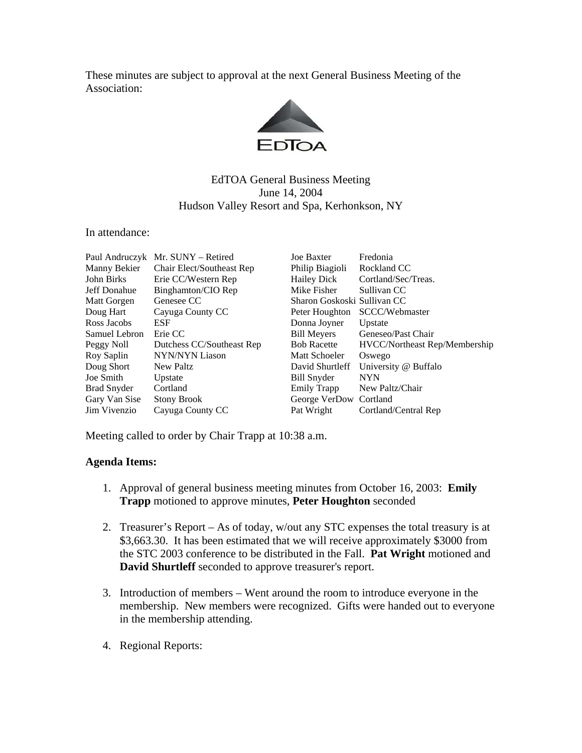These minutes are subject to approval at the next General Business Meeting of the Association:

EdTOA

# EdTOA General Business Meeting
June 14, 2004
Hudson Valley Resort and Spa, Kerhonkson, NY

In attendance:

| | | | |
|---|---|---|---|
| Paul Andruczyk | Mr. SUNY – Retired | Joe Baxter | Fredonia |
| Manny Bekier | Chair Elect/Southeast Rep | Philip Biagioli | Rockland CC |
| John Birks | Erie CC/Western Rep | Hailey Dick | Cortland/Sec/Treas. |
| Jeff Donahue | Binghamton/CIO Rep | Mike Fisher | Sullivan CC |
| Matt Gorgen | Genesee CC | Sharon Goskoski | Sullivan CC |
| Doug Hart | Cayuga County CC | Peter Houghton | SCCC/Webmaster |
| Ross Jacobs | ESF | Donna Joyner | Upstate |
| Samuel Lebron | Erie CC | Bill Meyers | Geneseo/Past Chair |
| Peggy Noll | Dutchess CC/Southeast Rep | Bob Racette | HVCC/Northeast Rep/Membership |
| Roy Saplin | NYN/NYN Liason | Matt Schoeler | Oswego |
| Doug Short | New Paltz | David Shurtleff | University @ Buffalo |
| Joe Smith | Upstate | Bill Snyder | NYN |
| Brad Snyder | Cortland | Emily Trapp | New Paltz/Chair |
| Gary Van Sise | Stony Brook | George VerDow | Cortland |
| Jim Vivenzio | Cayuga County CC | Pat Wright | Cortland/Central Rep |

Meeting called to order by Chair Trapp at 10:38 a.m.

**Agenda Items:**

1. Approval of general business meeting minutes from October 16, 2003: **Emily Trapp** motioned to approve minutes, **Peter Houghton** seconded

2. Treasurer's Report – As of today, w/out any STC expenses the total treasury is at $3,663.30. It has been estimated that we will receive approximately $3000 from the STC 2003 conference to be distributed in the Fall. **Pat Wright** motioned and **David Shurtleff** seconded to approve treasurer's report.

3. Introduction of members – Went around the room to introduce everyone in the membership. New members were recognized. Gifts were handed out to everyone in the membership attending.

4. Regional Reports: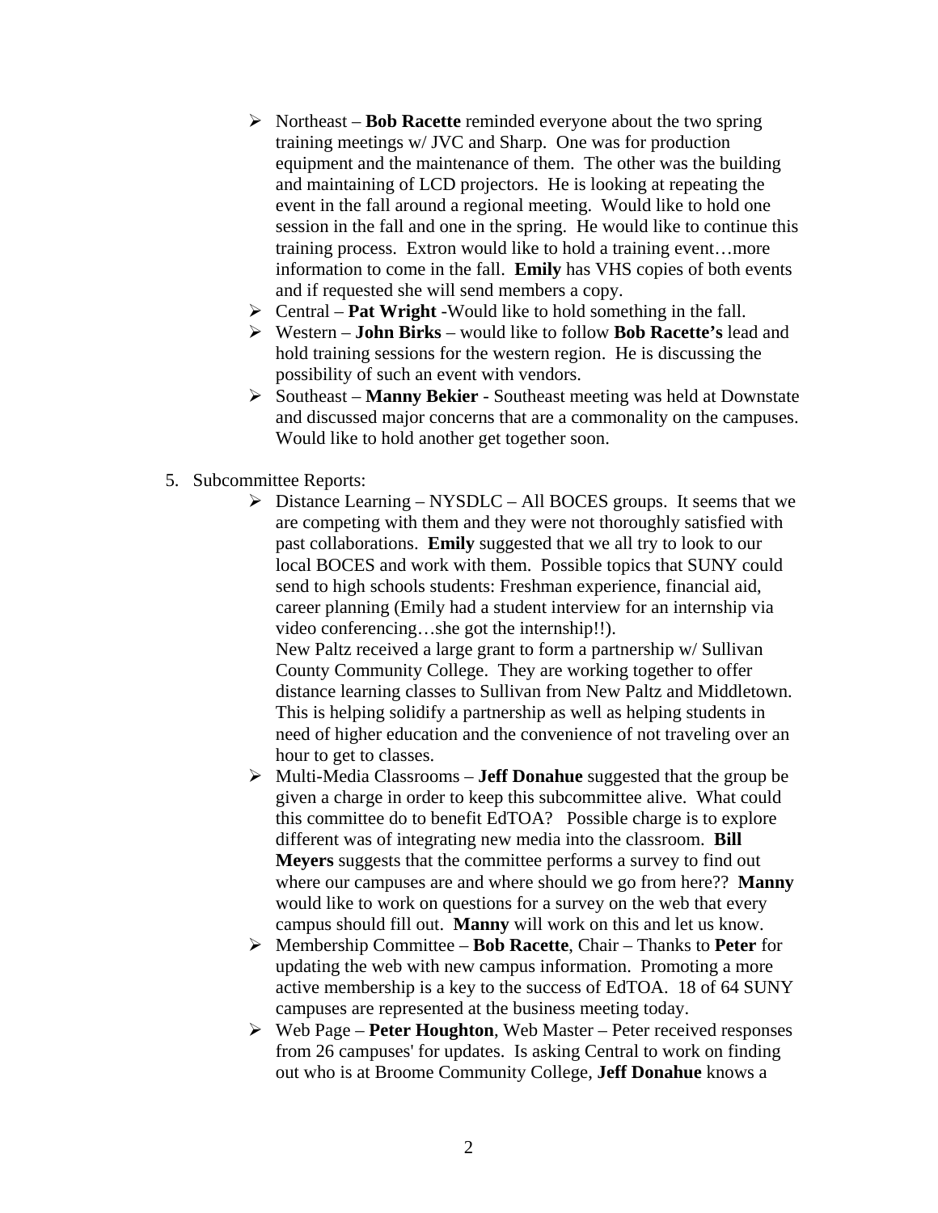- Northeast – **Bob Racette** reminded everyone about the two spring training meetings w/ JVC and Sharp. One was for production equipment and the maintenance of them. The other was the building and maintaining of LCD projectors. He is looking at repeating the event in the fall around a regional meeting. Would like to hold one session in the fall and one in the spring. He would like to continue this training process. Extron would like to hold a training event…more information to come in the fall. **Emily** has VHS copies of both events and if requested she will send members a copy.
- Central – **Pat Wright** -Would like to hold something in the fall.
- Western – **John Birks** – would like to follow **Bob Racette's** lead and hold training sessions for the western region. He is discussing the possibility of such an event with vendors.
- Southeast – **Manny Bekier** - Southeast meeting was held at Downstate and discussed major concerns that are a commonality on the campuses. Would like to hold another get together soon.

5. Subcommittee Reports:
   - Distance Learning – NYSDLC – All BOCES groups. It seems that we are competing with them and they were not thoroughly satisfied with past collaborations. **Emily** suggested that we all try to look to our local BOCES and work with them. Possible topics that SUNY could send to high schools students: Freshman experience, financial aid, career planning (Emily had a student interview for an internship via video conferencing…she got the internship!!).
     New Paltz received a large grant to form a partnership w/ Sullivan County Community College. They are working together to offer distance learning classes to Sullivan from New Paltz and Middletown. This is helping solidify a partnership as well as helping students in need of higher education and the convenience of not traveling over an hour to get to classes.
   - Multi-Media Classrooms – **Jeff Donahue** suggested that the group be given a charge in order to keep this subcommittee alive. What could this committee do to benefit EdTOA? Possible charge is to explore different was of integrating new media into the classroom. **Bill Meyers** suggests that the committee performs a survey to find out where our campuses are and where should we go from here?? **Manny** would like to work on questions for a survey on the web that every campus should fill out. **Manny** will work on this and let us know.
   - Membership Committee – **Bob Racette**, Chair – Thanks to **Peter** for updating the web with new campus information. Promoting a more active membership is a key to the success of EdTOA. 18 of 64 SUNY campuses are represented at the business meeting today.
   - Web Page – **Peter Houghton**, Web Master – Peter received responses from 26 campuses' for updates. Is asking Central to work on finding out who is at Broome Community College, **Jeff Donahue** knows a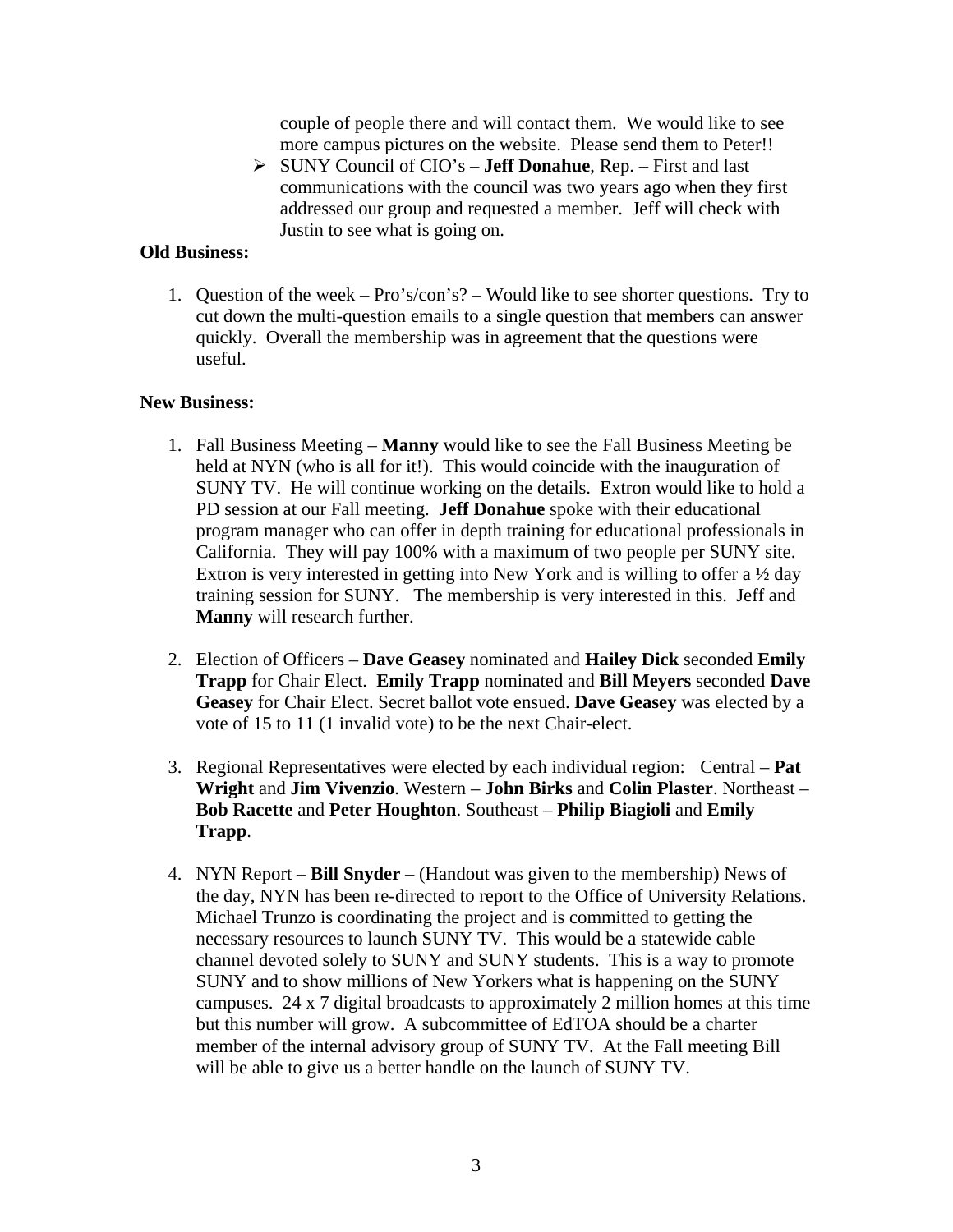couple of people there and will contact them. We would like to see more campus pictures on the website. Please send them to Peter!!

- SUNY Council of CIO's – **Jeff Donahue**, Rep. – First and last communications with the council was two years ago when they first addressed our group and requested a member. Jeff will check with Justin to see what is going on.

**Old Business:**

1. Question of the week – Pro's/con's? – Would like to see shorter questions. Try to cut down the multi-question emails to a single question that members can answer quickly. Overall the membership was in agreement that the questions were useful.

**New Business:**

1. Fall Business Meeting – **Manny** would like to see the Fall Business Meeting be held at NYN (who is all for it!). This would coincide with the inauguration of SUNY TV. He will continue working on the details. Extron would like to hold a PD session at our Fall meeting. **Jeff Donahue** spoke with their educational program manager who can offer in depth training for educational professionals in California. They will pay 100% with a maximum of two people per SUNY site. Extron is very interested in getting into New York and is willing to offer a ½ day training session for SUNY. The membership is very interested in this. Jeff and **Manny** will research further.

2. Election of Officers – **Dave Geasey** nominated and **Hailey Dick** seconded **Emily Trapp** for Chair Elect. **Emily Trapp** nominated and **Bill Meyers** seconded **Dave Geasey** for Chair Elect. Secret ballot vote ensued. **Dave Geasey** was elected by a vote of 15 to 11 (1 invalid vote) to be the next Chair-elect.

3. Regional Representatives were elected by each individual region: Central – **Pat Wright** and **Jim Vivenzio**. Western – **John Birks** and **Colin Plaster**. Northeast – **Bob Racette** and **Peter Houghton**. Southeast – **Philip Biagioli** and **Emily Trapp**.

4. NYN Report – **Bill Snyder** – (Handout was given to the membership) News of the day, NYN has been re-directed to report to the Office of University Relations. Michael Trunzo is coordinating the project and is committed to getting the necessary resources to launch SUNY TV. This would be a statewide cable channel devoted solely to SUNY and SUNY students. This is a way to promote SUNY and to show millions of New Yorkers what is happening on the SUNY campuses. 24 x 7 digital broadcasts to approximately 2 million homes at this time but this number will grow. A subcommittee of EdTOA should be a charter member of the internal advisory group of SUNY TV. At the Fall meeting Bill will be able to give us a better handle on the launch of SUNY TV.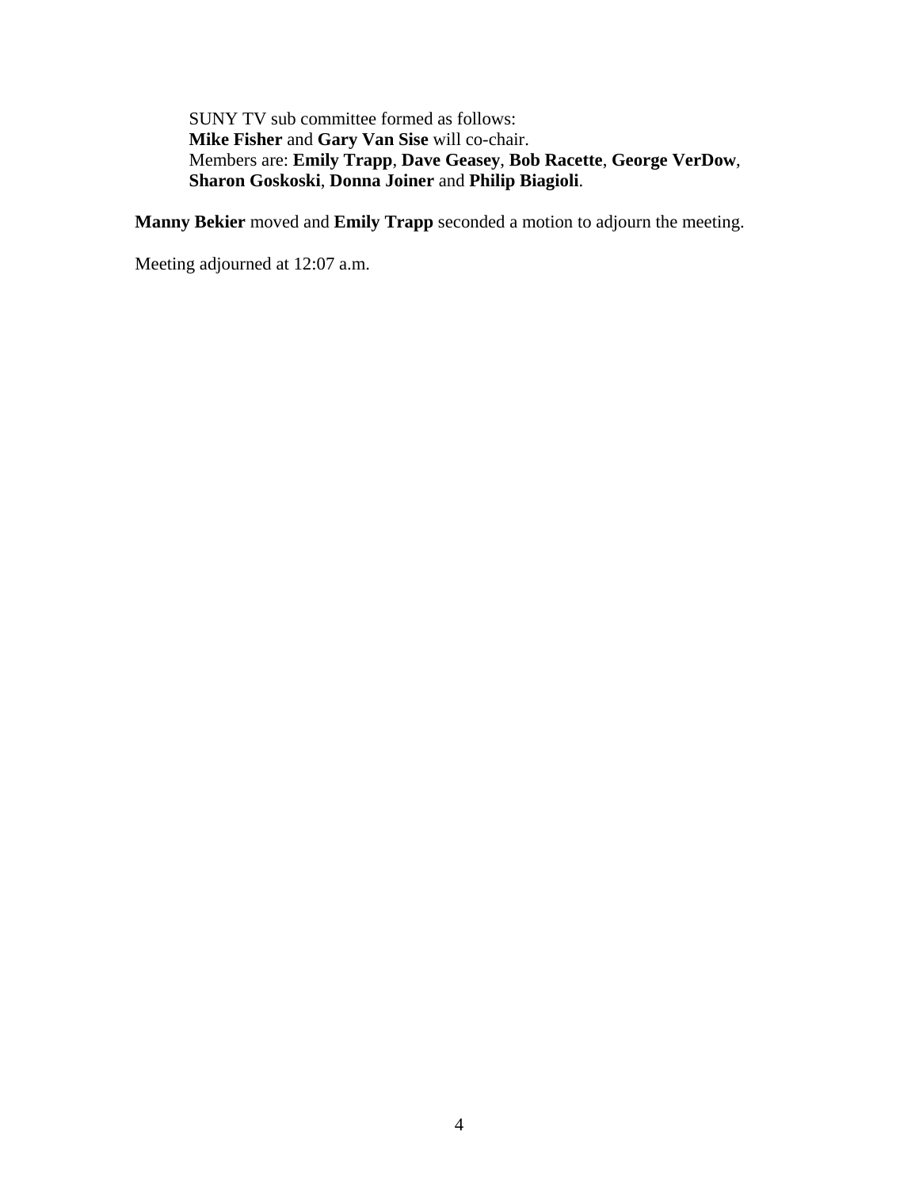SUNY TV sub committee formed as follows:
**Mike Fisher** and **Gary Van Sise** will co-chair.
Members are: **Emily Trapp**, **Dave Geasey**, **Bob Racette**, **George VerDow**, **Sharon Goskoski**, **Donna Joiner** and **Philip Biagioli**.

**Manny Bekier** moved and **Emily Trapp** seconded a motion to adjourn the meeting.

Meeting adjourned at 12:07 a.m.